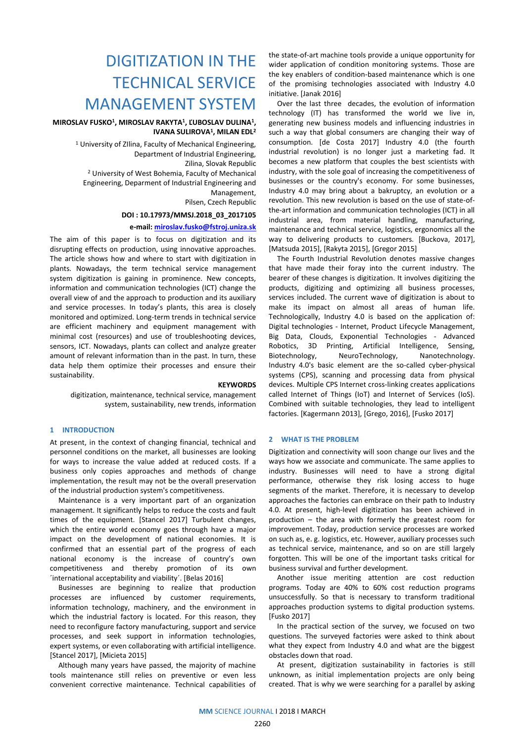# DIGITIZATION IN THE TECHNICAL SERVICE MANAGEMENT SYSTEM

**MIROSLAV FUSKO[1], MIROSLAV RAKYTA[1], ĽUBOSLAV DULINA[1], IVANA SULIROVA[1], MILAN EDL[2]**

[1] University of ZIlina, Faculty of Mechanical Engineering, Department of Industrial Engineering, Zilina, Slovak Republic

[2] University of West Bohemia, Faculty of Mechanical Engineering, Deparment of Industrial Engineering and Management, Pilsen, Czech Republic

**DOI : 10.17973/MMSJ.2018_03_2017105**

**e-mail: miroslav.fusko@fstroj.uniza.sk**

The aim of this paper is to focus on digitization and its disrupting effects on production, using innovative approaches. The article shows how and where to start with digitization in plants. Nowadays, the term technical service management system digitization is gaining in prominence. New concepts, information and communication technologies (ICT) change the overall view of and the approach to production and its auxiliary and service processes. In today's plants, this area is closely monitored and optimized. Long-term trends in technical service are efficient machinery and equipment management with minimal cost (resources) and use of troubleshooting devices, sensors, ICT. Nowadays, plants can collect and analyze greater amount of relevant information than in the past. In turn, these data help them optimize their processes and ensure their sustainability.

**KEYWORDS**

digitization, maintenance, technical service, management system, sustainability, new trends, information

## 1 INTRODUCTION

At present, in the context of changing financial, technical and personnel conditions on the market, all businesses are looking for ways to increase the value added at reduced costs. If a business only copies approaches and methods of change implementation, the result may not be the overall preservation of the industrial production system's competitiveness.

Maintenance is a very important part of an organization management. It significantly helps to reduce the costs and fault times of the equipment. [Stancel 2017] Turbulent changes, which the entire world economy goes through have a major impact on the development of national economies. It is confirmed that an essential part of the progress of each national economy is the increase of country's own competitiveness and thereby promotion of its own ´international acceptability and viability´. [Belas 2016]

Businesses are beginning to realize that production processes are influenced by customer requirements, information technology, machinery, and the environment in which the industrial factory is located. For this reason, they need to reconfigure factory manufacturing, support and service processes, and seek support in information technologies, expert systems, or even collaborating with artificial intelligence. [Stancel 2017], [Micieta 2015]

Although many years have passed, the majority of machine tools maintenance still relies on preventive or even less convenient corrective maintenance. Technical capabilities of the state-of-art machine tools provide a unique opportunity for wider application of condition monitoring systems. Those are the key enablers of condition-based maintenance which is one of the promising technologies associated with Industry 4.0 initiative. [Janak 2016]

Over the last three decades, the evolution of information technology (IT) has transformed the world we live in, generating new business models and influencing industries in such a way that global consumers are changing their way of consumption. [de Costa 2017] Industry 4.0 (the fourth industrial revolution) is no longer just a marketing fad. It becomes a new platform that couples the best scientists with industry, with the sole goal of increasing the competitiveness of businesses or the country's economy. For some businesses, Industry 4.0 may bring about a bakruptcy, an evolution or a revolution. This new revolution is based on the use of state-of-the-art information and communication technologies (ICT) in all industrial area, from material handling, manufacturing, maintenance and technical service, logistics, ergonomics all the way to delivering products to customers. [Buckova, 2017], [Matsuda 2015], [Rakyta 2015], [Gregor 2015]

The Fourth Industrial Revolution denotes massive changes that have made their foray into the current industry. The bearer of these changes is digitization. It involves digitizing the products, digitizing and optimizing all business processes, services included. The current wave of digitization is about to make its impact on almost all areas of human life. Technologically, Industry 4.0 is based on the application of: Digital technologies - Internet, Product Lifecycle Management, Big Data, Clouds, Exponential Technologies - Advanced Robotics, 3D Printing, Artificial Intelligence, Sensing, Biotechnology, NeuroTechnology, Nanotechnology. Industry 4.0's basic element are the so-called cyber-physical systems (CPS), scanning and processing data from physical devices. Multiple CPS Internet cross-linking creates applications called Internet of Things (IoT) and Internet of Services (IoS). Combined with suitable technologies, they lead to intelligent factories. [Kagermann 2013], [Grego, 2016], [Fusko 2017]

## 2 WHAT IS THE PROBLEM

Digitization and connectivity will soon change our lives and the ways how we associate and communicate. The same applies to industry. Businesses will need to have a strong digital performance, otherwise they risk losing access to huge segments of the market. Therefore, it is necessary to develop approaches the factories can embrace on their path to Industry 4.0. At present, high-level digitization has been achieved in production – the area with formerly the greatest room for improvement. Today, production service processes are worked on such as, e. g. logistics, etc. However, auxiliary processes such as technical service, maintenance, and so on are still largely forgotten. This will be one of the important tasks critical for business survival and further development.

Another issue meriting attention are cost reduction programs. Today are 40% to 60% cost reduction programs unsuccessfully. So that is necessary to transform traditional approaches production systems to digital production systems. [Fusko 2017]

In the practical section of the survey, we focused on two questions. The surveyed factories were asked to think about what they expect from Industry 4.0 and what are the biggest obstacles down that road.

At present, digitization sustainability in factories is still unknown, as initial implementation projects are only being created. That is why we were searching for a parallel by asking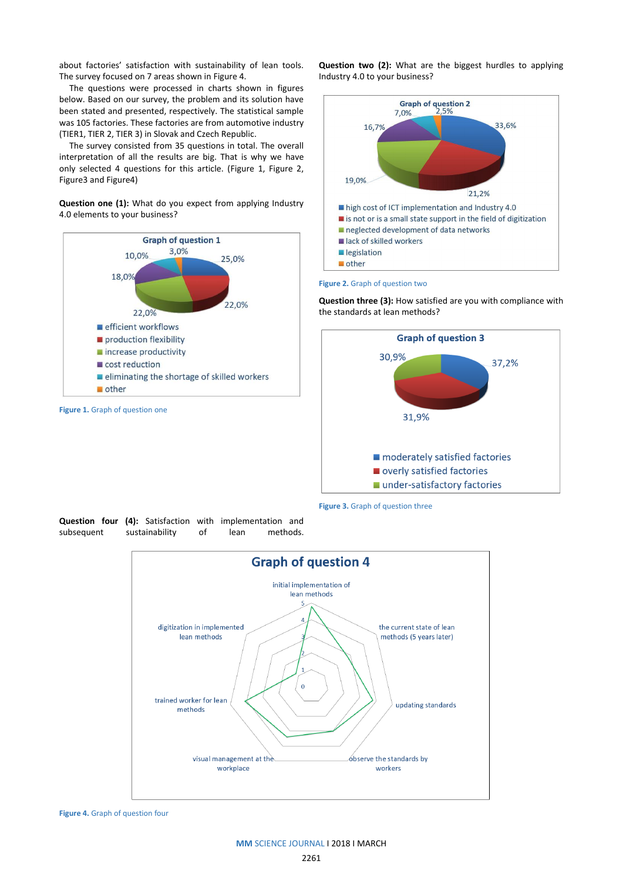about factories' satisfaction with sustainability of lean tools. The survey focused on 7 areas shown in Figure 4.

The questions were processed in charts shown in figures below. Based on our survey, the problem and its solution have been stated and presented, respectively. The statistical sample was 105 factories. These factories are from automotive industry (TIER1, TIER 2, TIER 3) in Slovak and Czech Republic.

The survey consisted from 35 questions in total. The overall interpretation of all the results are big. That is why we have only selected 4 questions for this article. (Figure 1, Figure 2, Figure3 and Figure4)

**Question one (1):** What do you expect from applying Industry 4.0 elements to your business?

Figure 1. Graph of question one

**Question two (2):** What are the biggest hurdles to applying Industry 4.0 to your business?

Figure 2. Graph of question two

**Question three (3):** How satisfied are you with compliance with the standards at lean methods?

Figure 3. Graph of question three

**Question four (4):** Satisfaction with implementation and subsequent sustainability of lean methods.

Figure 4. Graph of question four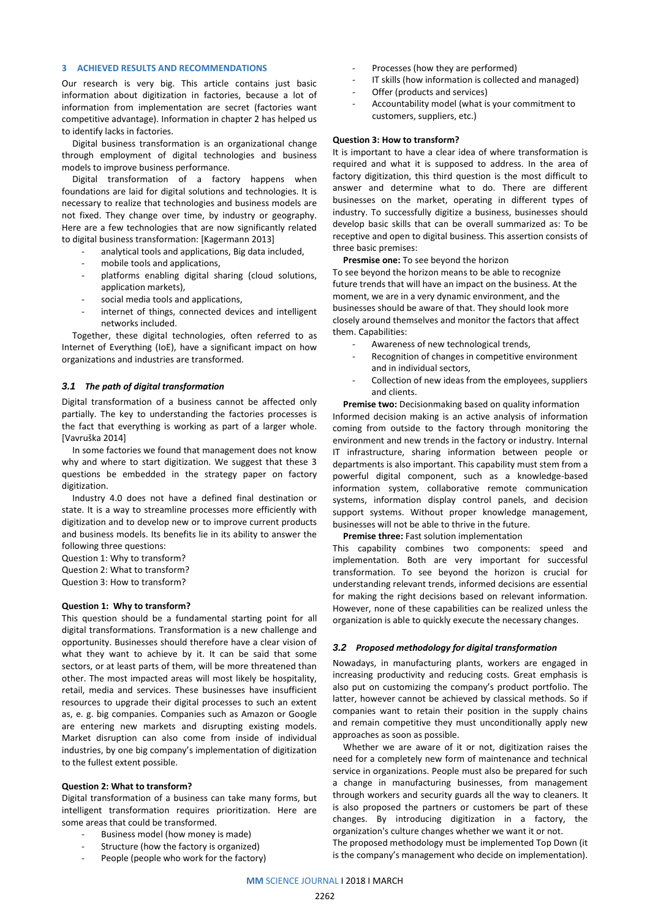## 3 ACHIEVED RESULTS AND RECOMMENDATIONS

Our research is very big. This article contains just basic information about digitization in factories, because a lot of information from implementation are secret (factories want competitive advantage). Information in chapter 2 has helped us to identify lacks in factories.

Digital business transformation is an organizational change through employment of digital technologies and business models to improve business performance.

Digital transformation of a factory happens when foundations are laid for digital solutions and technologies. It is necessary to realize that technologies and business models are not fixed. They change over time, by industry or geography. Here are a few technologies that are now significantly related to digital business transformation: [Kagermann 2013]

- analytical tools and applications, Big data included,
- mobile tools and applications,
- platforms enabling digital sharing (cloud solutions, application markets),
- social media tools and applications,
- internet of things, connected devices and intelligent networks included.

Together, these digital technologies, often referred to as Internet of Everything (IoE), have a significant impact on how organizations and industries are transformed.

### *3.1 The path of digital transformation*

Digital transformation of a business cannot be affected only partially. The key to understanding the factories processes is the fact that everything is working as part of a larger whole. [Vavruška 2014]

In some factories we found that management does not know why and where to start digitization. We suggest that these 3 questions be embedded in the strategy paper on factory digitization.

Industry 4.0 does not have a defined final destination or state. It is a way to streamline processes more efficiently with digitization and to develop new or to improve current products and business models. Its benefits lie in its ability to answer the following three questions:

Question 1: Why to transform?
Question 2: What to transform?
Question 3: How to transform?

**Question 1: Why to transform?**

This question should be a fundamental starting point for all digital transformations. Transformation is a new challenge and opportunity. Businesses should therefore have a clear vision of what they want to achieve by it. It can be said that some sectors, or at least parts of them, will be more threatened than other. The most impacted areas will most likely be hospitality, retail, media and services. These businesses have insufficient resources to upgrade their digital processes to such an extent as, e. g. big companies. Companies such as Amazon or Google are entering new markets and disrupting existing models. Market disruption can also come from inside of individual industries, by one big company's implementation of digitization to the fullest extent possible.

**Question 2: What to transform?**

Digital transformation of a business can take many forms, but intelligent transformation requires prioritization. Here are some areas that could be transformed.

- Business model (how money is made)
- Structure (how the factory is organized)
- People (people who work for the factory)
- Processes (how they are performed)
- IT skills (how information is collected and managed)
- Offer (products and services)
- Accountability model (what is your commitment to customers, suppliers, etc.)

**Question 3: How to transform?**

It is important to have a clear idea of where transformation is required and what it is supposed to address. In the area of factory digitization, this third question is the most difficult to answer and determine what to do. There are different businesses on the market, operating in different types of industry. To successfully digitize a business, businesses should develop basic skills that can be overall summarized as: To be receptive and open to digital business. This assertion consists of three basic premises:

**Premise one:** To see beyond the horizon

To see beyond the horizon means to be able to recognize future trends that will have an impact on the business. At the moment, we are in a very dynamic environment, and the businesses should be aware of that. They should look more closely around themselves and monitor the factors that affect them. Capabilities:

- Awareness of new technological trends,
- Recognition of changes in competitive environment and in individual sectors,
- Collection of new ideas from the employees, suppliers and clients.

**Premise two:** Decisionmaking based on quality information

Informed decision making is an active analysis of information coming from outside to the factory through monitoring the environment and new trends in the factory or industry. Internal IT infrastructure, sharing information between people or departments is also important. This capability must stem from a powerful digital component, such as a knowledge-based information system, collaborative remote communication systems, information display control panels, and decision support systems. Without proper knowledge management, businesses will not be able to thrive in the future.

**Premise three:** Fast solution implementation

This capability combines two components: speed and implementation. Both are very important for successful transformation. To see beyond the horizon is crucial for understanding relevant trends, informed decisions are essential for making the right decisions based on relevant information. However, none of these capabilities can be realized unless the organization is able to quickly execute the necessary changes.

### *3.2 Proposed methodology for digital transformation*

Nowadays, in manufacturing plants, workers are engaged in increasing productivity and reducing costs. Great emphasis is also put on customizing the company's product portfolio. The latter, however cannot be achieved by classical methods. So if companies want to retain their position in the supply chains and remain competitive they must unconditionally apply new approaches as soon as possible.

Whether we are aware of it or not, digitization raises the need for a completely new form of maintenance and technical service in organizations. People must also be prepared for such a change in manufacturing businesses, from management through workers and security guards all the way to cleaners. It is also proposed the partners or customers be part of these changes. By introducing digitization in a factory, the organization's culture changes whether we want it or not.

The proposed methodology must be implemented Top Down (it is the company's management who decide on implementation).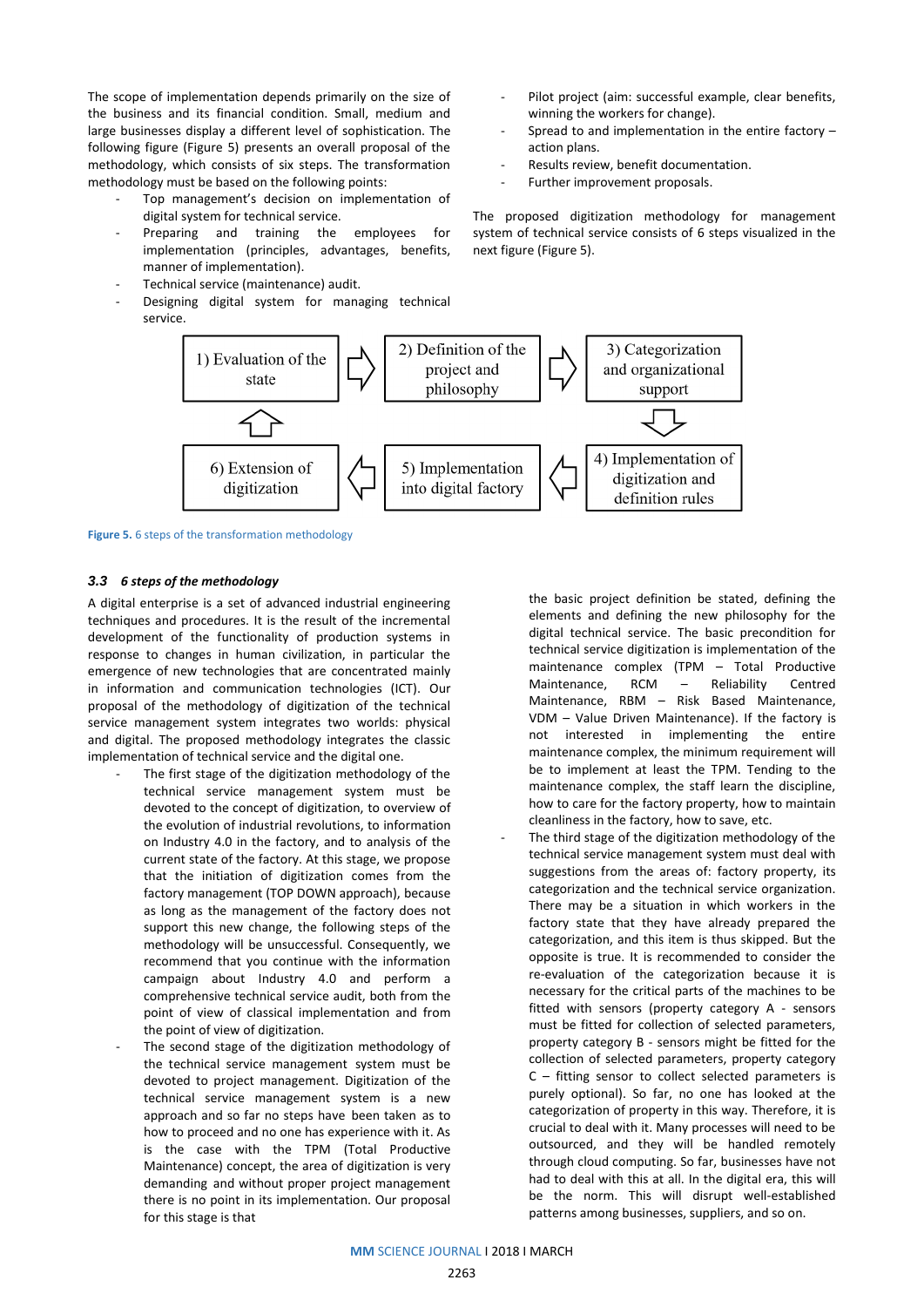The scope of implementation depends primarily on the size of the business and its financial condition. Small, medium and large businesses display a different level of sophistication. The following figure (Figure 5) presents an overall proposal of the methodology, which consists of six steps. The transformation methodology must be based on the following points:

- Top management's decision on implementation of digital system for technical service.
- Preparing and training the employees for implementation (principles, advantages, benefits, manner of implementation).
- Technical service (maintenance) audit.
- Designing digital system for managing technical service.
- Pilot project (aim: successful example, clear benefits, winning the workers for change).
- Spread to and implementation in the entire factory – action plans.
- Results review, benefit documentation.
- Further improvement proposals.

The proposed digitization methodology for management system of technical service consists of 6 steps visualized in the next figure (Figure 5).

1) Evaluation of the state → 2) Definition of the project and philosophy → 3) Categorization and organizational support → 4) Implementation of digitization and definition rules → 5) Implementation into digital factory → 6) Extension of digitization → 1) Evaluation of the state

**Figure 5.** 6 steps of the transformation methodology

### 3.3 *6 steps of the methodology*

A digital enterprise is a set of advanced industrial engineering techniques and procedures. It is the result of the incremental development of the functionality of production systems in response to changes in human civilization, in particular the emergence of new technologies that are concentrated mainly in information and communication technologies (ICT). Our proposal of the methodology of digitization of the technical service management system integrates two worlds: physical and digital. The proposed methodology integrates the classic implementation of technical service and the digital one.

- The first stage of the digitization methodology of the technical service management system must be devoted to the concept of digitization, to overview of the evolution of industrial revolutions, to information on Industry 4.0 in the factory, and to analysis of the current state of the factory. At this stage, we propose that the initiation of digitization comes from the factory management (TOP DOWN approach), because as long as the management of the factory does not support this new change, the following steps of the methodology will be unsuccessful. Consequently, we recommend that you continue with the information campaign about Industry 4.0 and perform a comprehensive technical service audit, both from the point of view of classical implementation and from the point of view of digitization.
- The second stage of the digitization methodology of the technical service management system must be devoted to project management. Digitization of the technical service management system is a new approach and so far no steps have been taken as to how to proceed and no one has experience with it. As is the case with the TPM (Total Productive Maintenance) concept, the area of digitization is very demanding and without proper project management there is no point in its implementation. Our proposal for this stage is that the basic project definition be stated, defining the elements and defining the new philosophy for the digital technical service. The basic precondition for technical service digitization is implementation of the maintenance complex (TPM – Total Productive Maintenance, RCM – Reliability Centred Maintenance, RBM – Risk Based Maintenance, VDM – Value Driven Maintenance). If the factory is not interested in implementing the entire maintenance complex, the minimum requirement will be to implement at least the TPM. Tending to the maintenance complex, the staff learn the discipline, how to care for the factory property, how to maintain cleanliness in the factory, how to save, etc.
- The third stage of the digitization methodology of the technical service management system must deal with suggestions from the areas of: factory property, its categorization and the technical service organization. There may be a situation in which workers in the factory state that they have already prepared the categorization, and this item is thus skipped. But the opposite is true. It is recommended to consider the re-evaluation of the categorization because it is necessary for the critical parts of the machines to be fitted with sensors (property category A - sensors must be fitted for collection of selected parameters, property category B - sensors might be fitted for the collection of selected parameters, property category C – fitting sensor to collect selected parameters is purely optional). So far, no one has looked at the categorization of property in this way. Therefore, it is crucial to deal with this. Many processes will need to be outsourced, and they will be handled remotely through cloud computing. So far, businesses have not had to deal with this at all. In the digital era, this will be the norm. This will disrupt well-established patterns among businesses, suppliers, and so on.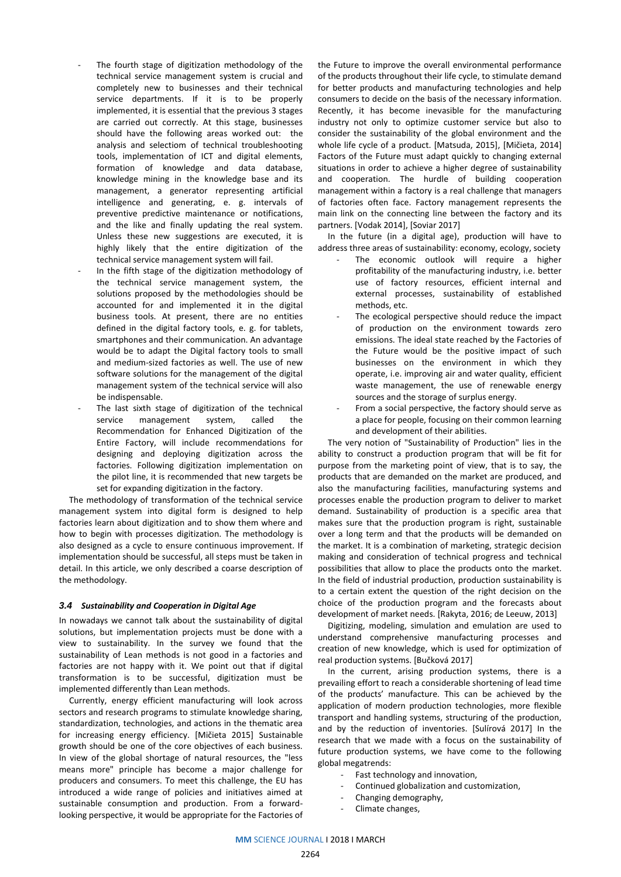- The fourth stage of digitization methodology of the technical service management system is crucial and completely new to businesses and their technical service departments. If it is to be properly implemented, it is essential that the previous 3 stages are carried out correctly. At this stage, businesses should have the following areas worked out: the analysis and selectiom of technical troubleshooting tools, implementation of ICT and digital elements, formation of knowledge and data database, knowledge mining in the knowledge base and its management, a generator representing artificial intelligence and generating, e. g. intervals of preventive predictive maintenance or notifications, and the like and finally updating the real system. Unless these new suggestions are executed, it is highly likely that the entire digitization of the technical service management system will fail.
- In the fifth stage of the digitization methodology of the technical service management system, the solutions proposed by the methodologies should be accounted for and implemented it in the digital business tools. At present, there are no entities defined in the digital factory tools, e. g. for tablets, smartphones and their communication. An advantage would be to adapt the Digital factory tools to small and medium-sized factories as well. The use of new software solutions for the management of the digital management system of the technical service will also be indispensable.
- The last sixth stage of digitization of the technical service management system, called the Recommendation for Enhanced Digitization of the Entire Factory, will include recommendations for designing and deploying digitization across the factories. Following digitization implementation on the pilot line, it is recommended that new targets be set for expanding digitization in the factory.

The methodology of transformation of the technical service management system into digital form is designed to help factories learn about digitization and to show them where and how to begin with processes digitization. The methodology is also designed as a cycle to ensure continuous improvement. If implementation should be successful, all steps must be taken in detail. In this article, we only described a coarse description of the methodology.

### *3.4 Sustainability and Cooperation in Digital Age*

In nowadays we cannot talk about the sustainability of digital solutions, but implementation projects must be done with a view to sustainability. In the survey we found that the sustainability of Lean methods is not good in a factories and factories are not happy with it. We point out that if digital transformation is to be successful, digitization must be implemented differently than Lean methods.

Currently, energy efficient manufacturing will look across sectors and research programs to stimulate knowledge sharing, standardization, technologies, and actions in the thematic area for increasing energy efficiency. [Mičieta 2015] Sustainable growth should be one of the core objectives of each business. In view of the global shortage of natural resources, the "less means more" principle has become a major challenge for producers and consumers. To meet this challenge, the EU has introduced a wide range of policies and initiatives aimed at sustainable consumption and production. From a forward-looking perspective, it would be appropriate for the Factories of the Future to improve the overall environmental performance of the products throughout their life cycle, to stimulate demand for better products and manufacturing technologies and help consumers to decide on the basis of the necessary information. Recently, it has become inevasible for the manufacturing industry not only to optimize customer service but also to consider the sustainability of the global environment and the whole life cycle of a product. [Matsuda, 2015], [Mičieta, 2014] Factors of the Future must adapt quickly to changing external situations in order to achieve a higher degree of sustainability and cooperation. The hurdle of building cooperation management within a factory is a real challenge that managers of factories often face. Factory management represents the main link on the connecting line between the factory and its partners. [Vodak 2014], [Soviar 2017]

In the future (in a digital age), production will have to address three areas of sustainability: economy, ecology, society

- The economic outlook will require a higher profitability of the manufacturing industry, i.e. better use of factory resources, efficient internal and external processes, sustainability of established methods, etc.
- The ecological perspective should reduce the impact of production on the environment towards zero emissions. The ideal state reached by the Factories of the Future would be the positive impact of such businesses on the environment in which they operate, i.e. improving air and water quality, efficient waste management, the use of renewable energy sources and the storage of surplus energy.
- From a social perspective, the factory should serve as a place for people, focusing on their common learning and development of their abilities.

The very notion of "Sustainability of Production" lies in the ability to construct a production program that will be fit for purpose from the marketing point of view, that is to say, the products that are demanded on the market are produced, and also the manufacturing facilities, manufacturing systems and processes enable the production program to deliver to market demand. Sustainability of production is a specific area that makes sure that the production program is right, sustainable over a long term and that the products will be demanded on the market. It is a combination of marketing, strategic decision making and consideration of technical progress and technical possibilities that allow to place the products onto the market. In the field of industrial production, production sustainability is to a certain extent the question of the right decision on the choice of the production program and the forecasts about development of market needs. [Rakyta, 2016; de Leeuw, 2013]

Digitizing, modeling, simulation and emulation are used to understand comprehensive manufacturing processes and creation of new knowledge, which is used for optimization of real production systems. [Bučková 2017]

In the current, arising production systems, there is a prevailing effort to reach a considerable shortening of lead time of the products' manufacture. This can be achieved by the application of modern production technologies, more flexible transport and handling systems, structuring of the production, and by the reduction of inventories. [Sulírová 2017] In the research that we made with a focus on the sustainability of future production systems, we have come to the following global megatrends:

- Fast technology and innovation,
- Continued globalization and customization,
- Changing demography,
- Climate changes,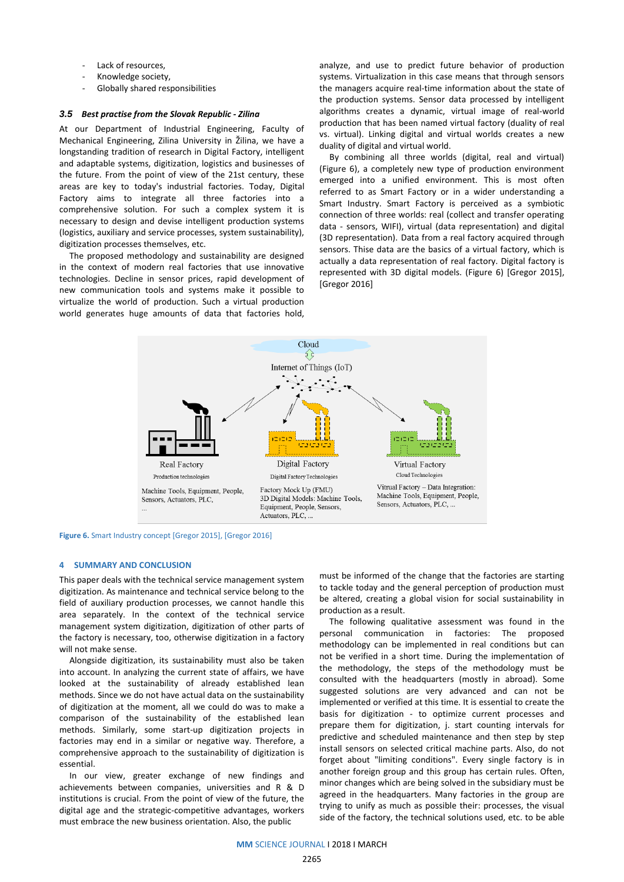- Lack of resources,
- Knowledge society,
- Globally shared responsibilities

### 3.5 *Best practise from the Slovak Republic - Zilina*

At our Department of Industrial Engineering, Faculty of Mechanical Engineering, Zilina University in Žilina, we have a longstanding tradition of research in Digital Factory, intelligent and adaptable systems, digitization, logistics and businesses of the future. From the point of view of the 21st century, these areas are key to today's industrial factories. Today, Digital Factory aims to integrate all three factories into a comprehensive solution. For such a complex system it is necessary to design and devise intelligent production systems (logistics, auxiliary and service processes, system sustainability), digitization processes themselves, etc.

The proposed methodology and sustainability are designed in the context of modern real factories that use innovative technologies. Decline in sensor prices, rapid development of new communication tools and systems make it possible to virtualize the world of production. Such a virtual production world generates huge amounts of data that factories hold, analyze, and use to predict future behavior of production systems. Virtualization in this case means that through sensors the managers acquire real-time information about the state of the production systems. Sensor data processed by intelligent algorithms creates a dynamic, virtual image of real-world production that has been named virtual factory (duality of real vs. virtual). Linking digital and virtual worlds creates a new duality of digital and virtual world.

By combining all three worlds (digital, real and virtual) (Figure 6), a completely new type of production environment emerged into a unified environment. This is most often referred to as Smart Factory or in a wider understanding a Smart Industry. Smart Factory is perceived as a symbiotic connection of three worlds: real (collect and transfer operating data - sensors, WIFI), virtual (data representation) and digital (3D representation). Data from a real factory acquired through sensors. Thise data are the basics of a virtual factory, which is actually a data representation of real factory. Digital factory is represented with 3D digital models. (Figure 6) [Gregor 2015], [Gregor 2016]

**Figure 6.** Smart Industry concept [Gregor 2015], [Gregor 2016]

## 4 SUMMARY AND CONCLUSION

This paper deals with the technical service management system digitization. As maintenance and technical service belong to the field of auxiliary production processes, we cannot handle this area separately. In the context of the technical service management system digitization, digitization of other parts of the factory is necessary, too, otherwise digitization in a factory will not make sense.

Alongside digitization, its sustainability must also be taken into account. In analyzing the current state of affairs, we have looked at the sustainability of already established lean methods. Since we do not have actual data on the sustainability of digitization at the moment, all we could do was to make a comparison of the sustainability of the established lean methods. Similarly, some start-up digitization projects in factories may end in a similar or negative way. Therefore, a comprehensive approach to the sustainability of digitization is essential.

In our view, greater exchange of new findings and achievements between companies, universities and R & D institutions is crucial. From the point of view of the future, the digital age and the strategic-competitive advantages, workers must embrace the new business orientation. Also, the public must be informed of the change that the factories are starting to tackle today and the general perception of production must be altered, creating a global vision for social sustainability in production as a result.

The following qualitative assessment was found in the personal communication in factories: The proposed methodology can be implemented in real conditions but can not be verified in a short time. During the implementation of the methodology, the steps of the methodology must be consulted with the headquarters (mostly in abroad). Some suggested solutions are very advanced and can not be implemented or verified at this time. It is essential to create the basis for digitization - to optimize current processes and prepare them for digitization, j. start counting intervals for predictive and scheduled maintenance and then step by step install sensors on selected critical machine parts. Also, do not forget about "limiting conditions". Every single factory is in another foreign group and this group has certain rules. Often, minor changes which are being solved in the subsidiary must be agreed in the headquarters. Many factories in the group are trying to unify as much as possible their: processes, the visual side of the factory, the technical solutions used, etc. to be able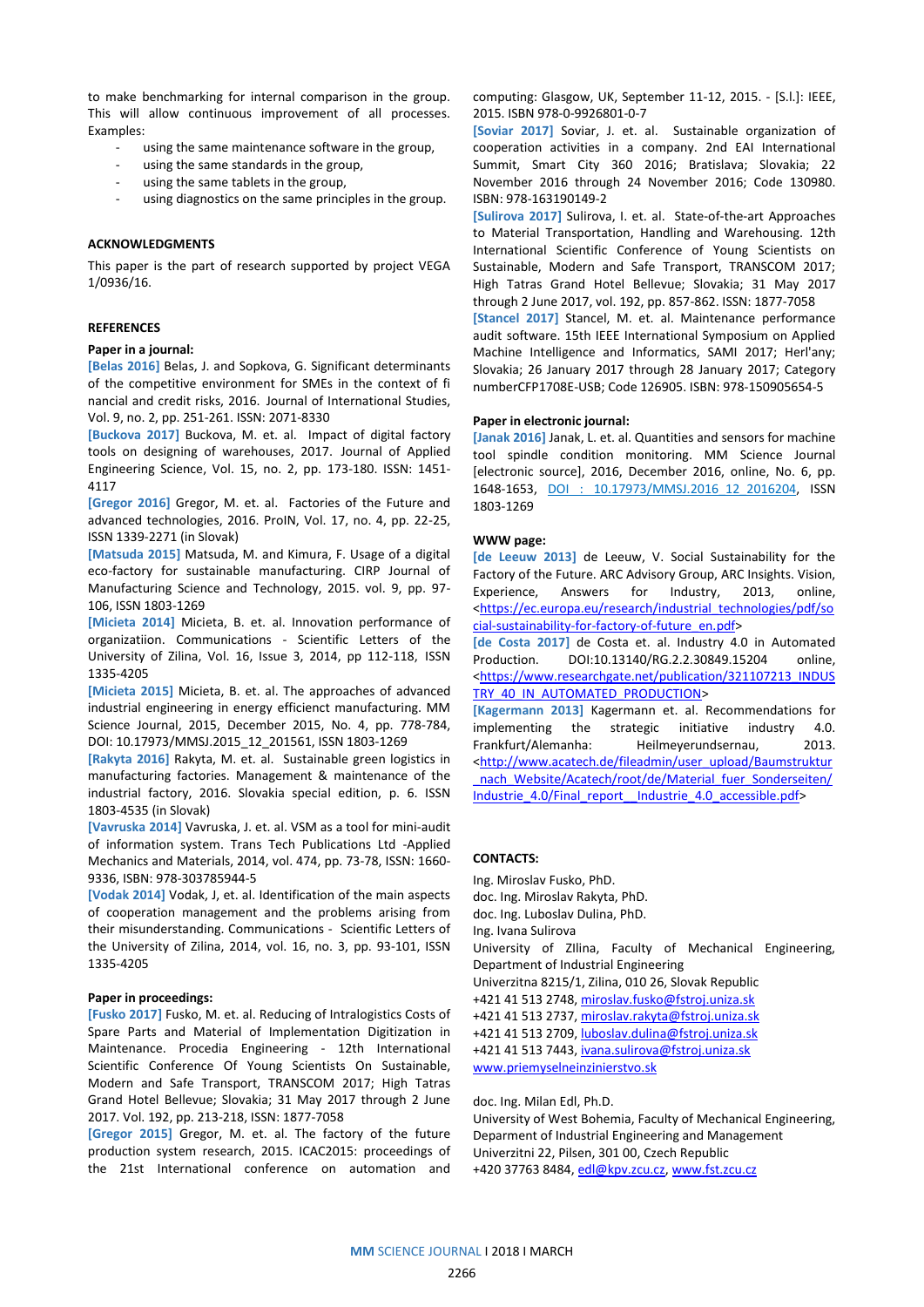to make benchmarking for internal comparison in the group. This will allow continuous improvement of all processes. Examples:

- using the same maintenance software in the group,
- using the same standards in the group,
- using the same tablets in the group,
- using diagnostics on the same principles in the group.

## ACKNOWLEDGMENTS

This paper is the part of research supported by project VEGA 1/0936/16.

## REFERENCES

### Paper in a journal:

**[Belas 2016]** Belas, J. and Sopkova, G. Significant determinants of the competitive environment for SMEs in the context of fi nancial and credit risks, 2016. Journal of International Studies, Vol. 9, no. 2, pp. 251-261. ISSN: 2071-8330

**[Buckova 2017]** Buckova, M. et. al. Impact of digital factory tools on designing of warehouses, 2017. Journal of Applied Engineering Science, Vol. 15, no. 2, pp. 173-180. ISSN: 1451-4117

**[Gregor 2016]** Gregor, M. et. al. Factories of the Future and advanced technologies, 2016. ProIN, Vol. 17, no. 4, pp. 22-25, ISSN 1339-2271 (in Slovak)

**[Matsuda 2015]** Matsuda, M. and Kimura, F. Usage of a digital eco-factory for sustainable manufacturing. CIRP Journal of Manufacturing Science and Technology, 2015. vol. 9, pp. 97-106, ISSN 1803-1269

**[Micieta 2014]** Micieta, B. et. al. Innovation performance of organizatiion. Communications - Scientific Letters of the University of Zilina, Vol. 16, Issue 3, 2014, pp 112-118, ISSN 1335-4205

**[Micieta 2015]** Micieta, B. et. al. The approaches of advanced industrial engineering in energy efficient manufacturing. MM Science Journal, 2015, December 2015, No. 4, pp. 778-784, DOI: 10.17973/MMSJ.2015_12_201561, ISSN 1803-1269

**[Rakyta 2016]** Rakyta, M. et. al. Sustainable green logistics in manufacturing factories. Management & maintenance of the industrial factory, 2016. Slovakia special edition, p. 6. ISSN 1803-4535 (in Slovak)

**[Vavruska 2014]** Vavruska, J. et. al. VSM as a tool for mini-audit of information system. Trans Tech Publications Ltd -Applied Mechanics and Materials, 2014, vol. 474, pp. 73-78, ISSN: 1660-9336, ISBN: 978-303785944-5

**[Vodak 2014]** Vodak, J, et. al. Identification of the main aspects of cooperation management and the problems arising from their misunderstanding. Communications - Scientific Letters of the University of Zilina, 2014, vol. 16, no. 3, pp. 93-101, ISSN 1335-4205

### Paper in proceedings:

**[Fusko 2017]** Fusko, M. et. al. Reducing of Intralogistics Costs of Spare Parts and Material of Implementation Digitization in Maintenance. Procedia Engineering - 12th International Scientific Conference Of Young Scientists On Sustainable, Modern and Safe Transport, TRANSCOM 2017; High Tatras Grand Hotel Bellevue; Slovakia; 31 May 2017 through 2 June 2017. Vol. 192, pp. 213-218, ISSN: 1877-7058

**[Gregor 2015]** Gregor, M. et. al. The factory of the future production system research, 2015. ICAC2015: proceedings of the 21st International conference on automation and computing: Glasgow, UK, September 11-12, 2015. - [S.l.]: IEEE, 2015. ISBN 978-0-9926801-0-7

**[Soviar 2017]** Soviar, J. et. al. Sustainable organization of cooperation activities in a company. 2nd EAI International Summit, Smart City 360 2016; Bratislava; Slovakia; 22 November 2016 through 24 November 2016; Code 130980. ISBN: 978-163190149-2

**[Sulirova 2017]** Sulirova, I. et. al. State-of-the-art Approaches to Material Transportation, Handling and Warehousing. 12th International Scientific Conference of Young Scientists on Sustainable, Modern and Safe Transport, TRANSCOM 2017; High Tatras Grand Hotel Bellevue; Slovakia; 31 May 2017 through 2 June 2017, vol. 192, pp. 857-862. ISSN: 1877-7058

**[Stancel 2017]** Stancel, M. et. al. Maintenance performance audit software. 15th IEEE International Symposium on Applied Machine Intelligence and Informatics, SAMI 2017; Herl'any; Slovakia; 26 January 2017 through 28 January 2017; Category numberCFP1708E-USB; Code 126905. ISBN: 978-150905654-5

### Paper in electronic journal:

**[Janak 2016]** Janak, L. et. al. Quantities and sensors for machine tool spindle condition monitoring. MM Science Journal [electronic source], 2016, December 2016, online, No. 6, pp. 1648-1653, DOI : 10.17973/MMSJ.2016_12_2016204, ISSN 1803-1269

### WWW page:

**[de Leeuw 2013]** de Leeuw, V. Social Sustainability for the Factory of the Future. ARC Advisory Group, ARC Insights. Vision, Experience, Answers for Industry, 2013, online, <https://ec.europa.eu/research/industrial_technologies/pdf/social-sustainability-for-factory-of-future_en.pdf>

**[de Costa 2017]** de Costa et. al. Industry 4.0 in Automated Production. DOI:10.13140/RG.2.2.30849.15204 online, <https://www.researchgate.net/publication/321107213_INDUSTRY_40_IN_AUTOMATED_PRODUCTION>

**[Kagermann 2013]** Kagermann et. al. Recommendations for implementing the strategic initiative industry 4.0. Frankfurt/Alemanha: Heilmeyerundsernau, 2013. <http://www.acatech.de/fileadmin/user_upload/Baumstruktur_nach_Website/Acatech/root/de/Material_fuer_Sonderseiten/Industrie_4.0/Final_report__Industrie_4.0_accessible.pdf>

## CONTACTS:

Ing. Miroslav Fusko, PhD.
doc. Ing. Miroslav Rakyta, PhD.
doc. Ing. Luboslav Dulina, PhD.
Ing. Ivana Sulirova
University of Zlina, Faculty of Mechanical Engineering, Department of Industrial Engineering
Univerzitna 8215/1, Zilina, 010 26, Slovak Republic
+421 41 513 2748, miroslav.fusko@fstroj.uniza.sk
+421 41 513 2737, miroslav.rakyta@fstroj.uniza.sk
+421 41 513 2709, luboslav.dulina@fstroj.uniza.sk
+421 41 513 7443, ivana.sulirova@fstroj.uniza.sk
www.priemyselneinzinierstvo.sk

doc. Ing. Milan Edl, Ph.D.
University of West Bohemia, Faculty of Mechanical Engineering, Deparment of Industrial Engineering and Management
Univerzitni 22, Pilsen, 301 00, Czech Republic
+420 37763 8484, edl@kpv.zcu.cz, www.fst.zcu.cz